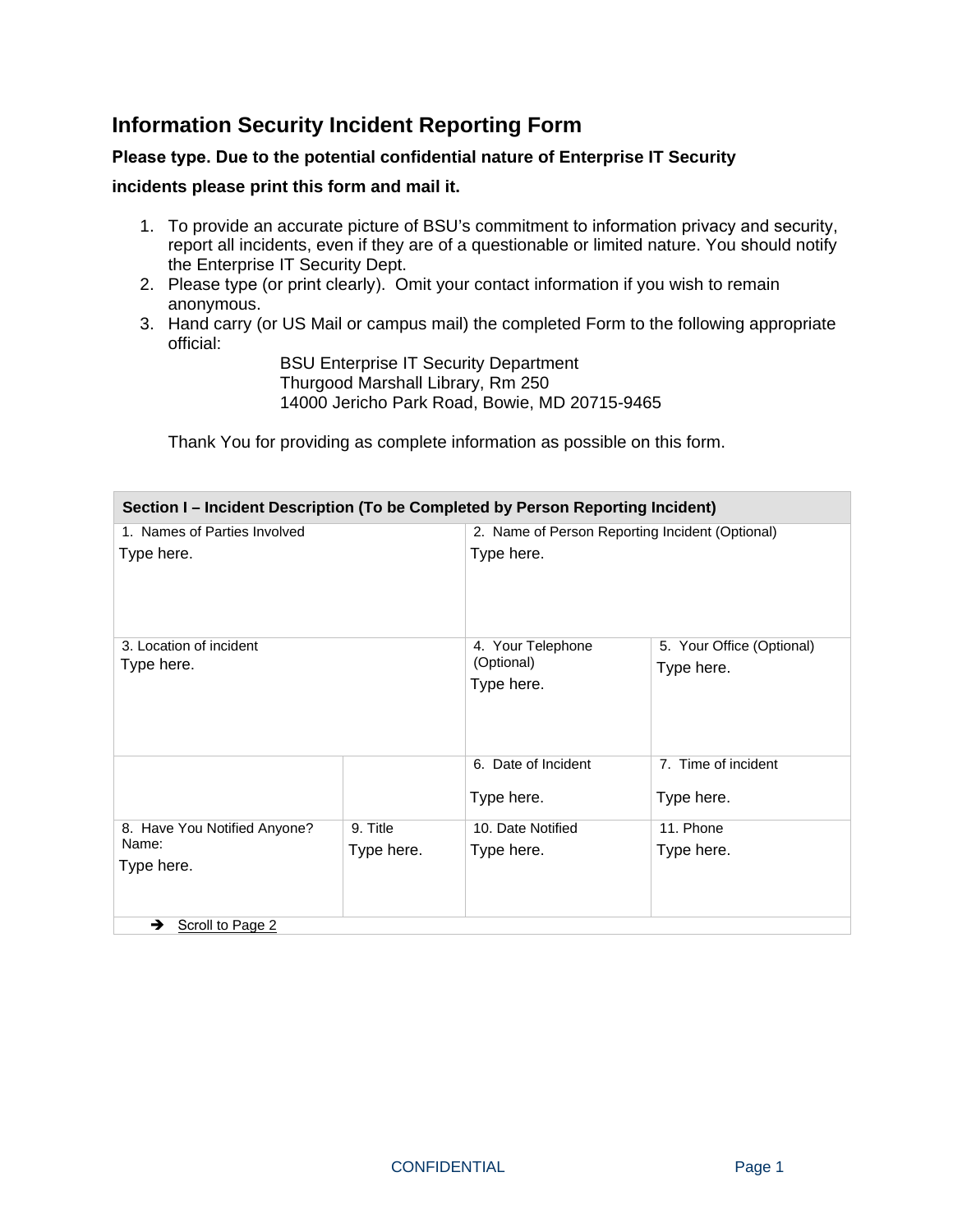# Information Security Incident Reporting Form

**Please type. Due to the potential confidential nature of Enterprise IT Security incidents please print this form and mail it.**

1. To provide an accurate picture of BSU's commitment to information privacy and security, report all incidents, even if they are of a questionable or limited nature. You should notify the Enterprise IT Security Dept.
2. Please type (or print clearly). Omit your contact information if you wish to remain anonymous.
3. Hand carry (or US Mail or campus mail) the completed Form to the following appropriate official:

   BSU Enterprise IT Security Department
   Thurgood Marshall Library, Rm 250
   14000 Jericho Park Road, Bowie, MD 20715-9465

   Thank You for providing as complete information as possible on this form.

| Section I – Incident Description (To be Completed by Person Reporting Incident) | | | |
|---|---|---|---|
| 1. Names of Parties Involved<br>Type here. | | 2. Name of Person Reporting Incident (Optional)<br>Type here. | |
| 3. Location of incident<br>Type here. | | 4. Your Telephone (Optional)<br>Type here. | 5. Your Office (Optional)<br>Type here. |
| | | 6. Date of Incident<br>Type here. | 7. Time of incident<br>Type here. |
| 8. Have You Notified Anyone? Name:<br>Type here. | 9. Title<br>Type here. | 10. Date Notified<br>Type here. | 11. Phone<br>Type here. |
| ➔ Scroll to Page 2 | | | |

CONFIDENTIAL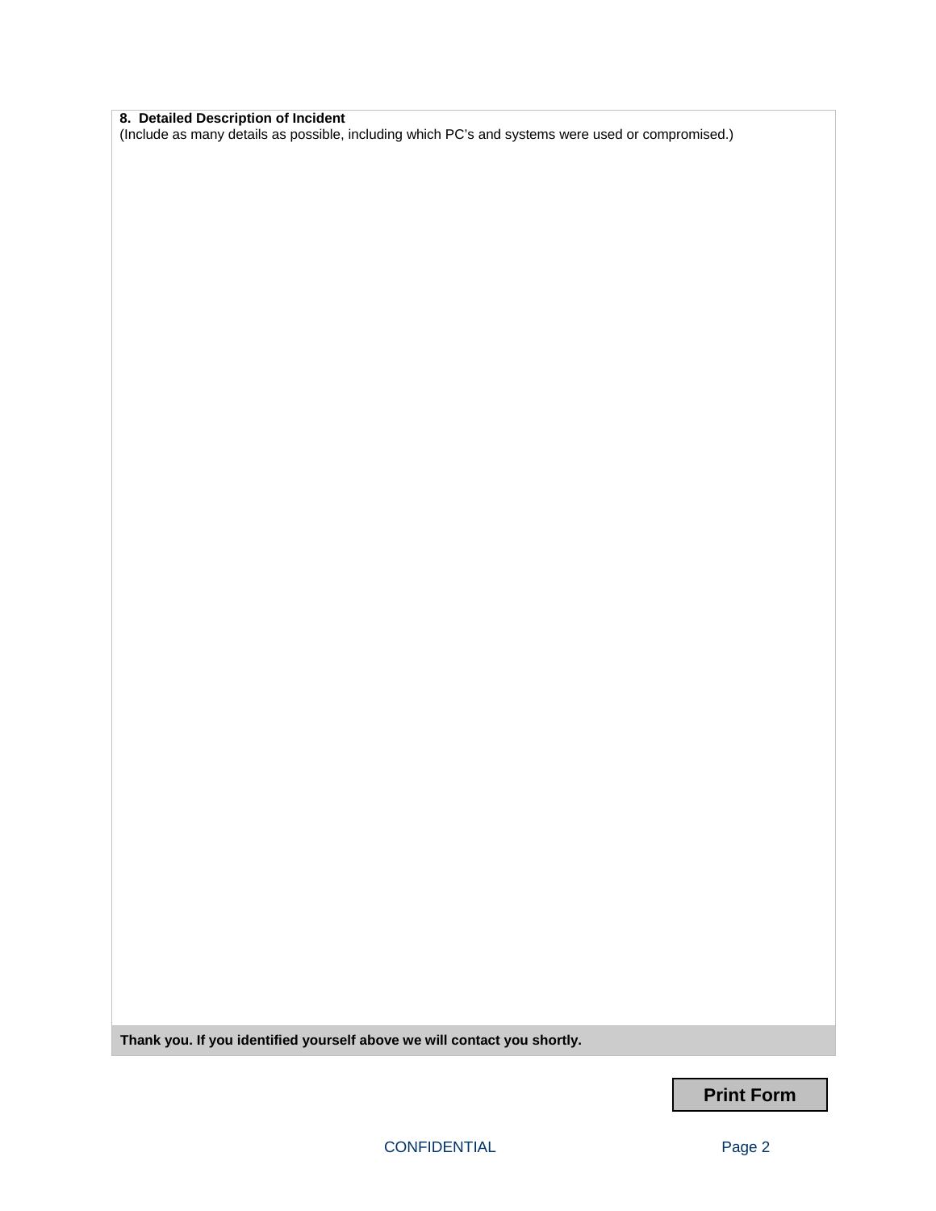**8. Detailed Description of Incident**

(Include as many details as possible, including which PC's and systems were used or compromised.)

**Thank you. If you identified yourself above we will contact you shortly.**

**Print Form**

CONFIDENTIAL